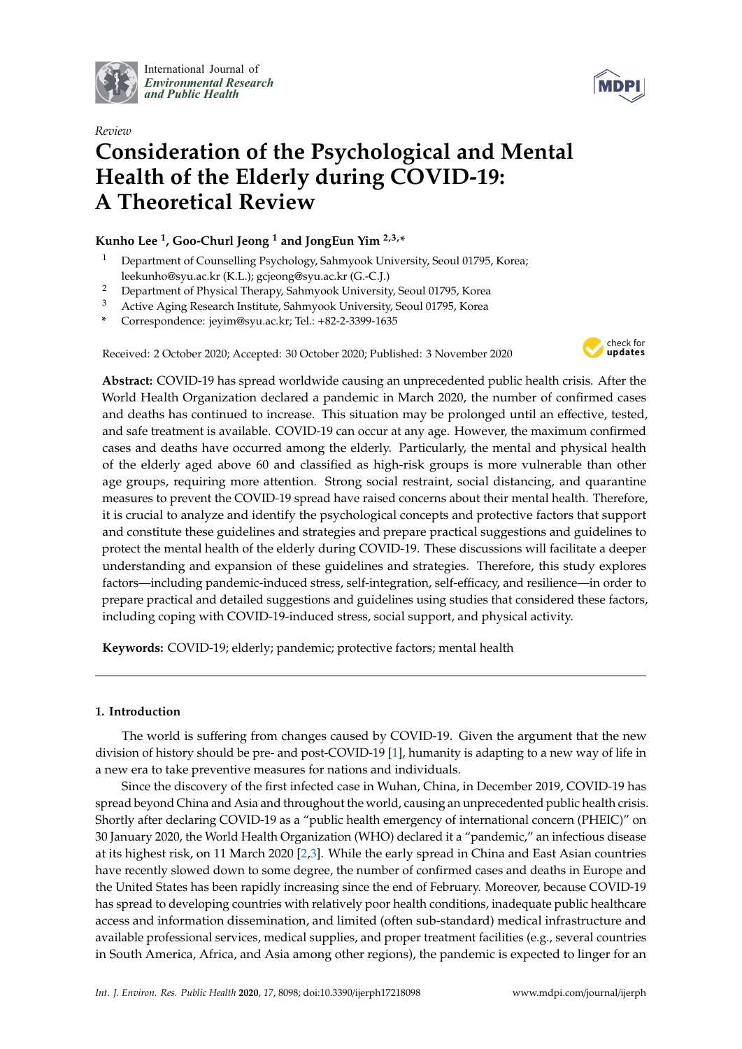International Journal of *Environmental Research and Public Health*

*Review*

# Consideration of the Psychological and Mental Health of the Elderly during COVID-19: A Theoretical Review

**Kunho Lee [1], Goo-Churl Jeong [1] and JongEun Yim [2,3,*]**

1 Department of Counselling Psychology, Sahmyook University, Seoul 01795, Korea; leekunho@syu.ac.kr (K.L.); gcjeong@syu.ac.kr (G.-C.J.)
2 Department of Physical Therapy, Sahmyook University, Seoul 01795, Korea
3 Active Aging Research Institute, Sahmyook University, Seoul 01795, Korea
* Correspondence: jeyim@syu.ac.kr; Tel.: +82-2-3399-1635

Received: 2 October 2020; Accepted: 30 October 2020; Published: 3 November 2020

**Abstract:** COVID-19 has spread worldwide causing an unprecedented public health crisis. After the World Health Organization declared a pandemic in March 2020, the number of confirmed cases and deaths has continued to increase. This situation may be prolonged until an effective, tested, and safe treatment is available. COVID-19 can occur at any age. However, the maximum confirmed cases and deaths have occurred among the elderly. Particularly, the mental and physical health of the elderly aged above 60 and classified as high-risk groups is more vulnerable than other age groups, requiring more attention. Strong social restraint, social distancing, and quarantine measures to prevent the COVID-19 spread have raised concerns about their mental health. Therefore, it is crucial to analyze and identify the psychological concepts and protective factors that support and constitute these guidelines and strategies and prepare practical suggestions and guidelines to protect the mental health of the elderly during COVID-19. These discussions will facilitate a deeper understanding and expansion of these guidelines and strategies. Therefore, this study explores factors—including pandemic-induced stress, self-integration, self-efficacy, and resilience—in order to prepare practical and detailed suggestions and guidelines using studies that considered these factors, including coping with COVID-19-induced stress, social support, and physical activity.

**Keywords:** COVID-19; elderly; pandemic; protective factors; mental health

## 1. Introduction

The world is suffering from changes caused by COVID-19. Given the argument that the new division of history should be pre- and post-COVID-19 [1], humanity is adapting to a new way of life in a new era to take preventive measures for nations and individuals.

Since the discovery of the first infected case in Wuhan, China, in December 2019, COVID-19 has spread beyond China and Asia and throughout the world, causing an unprecedented public health crisis. Shortly after declaring COVID-19 as a "public health emergency of international concern (PHEIC)" on 30 January 2020, the World Health Organization (WHO) declared it a "pandemic," an infectious disease at its highest risk, on 11 March 2020 [2,3]. While the early spread in China and East Asian countries have recently slowed down to some degree, the number of confirmed cases and deaths in Europe and the United States has been rapidly increasing since the end of February. Moreover, because COVID-19 has spread to developing countries with relatively poor health conditions, inadequate public healthcare access and information dissemination, and limited (often sub-standard) medical infrastructure and available professional services, medical supplies, and proper treatment facilities (e.g., several countries in South America, Africa, and Asia among other regions), the pandemic is expected to linger for an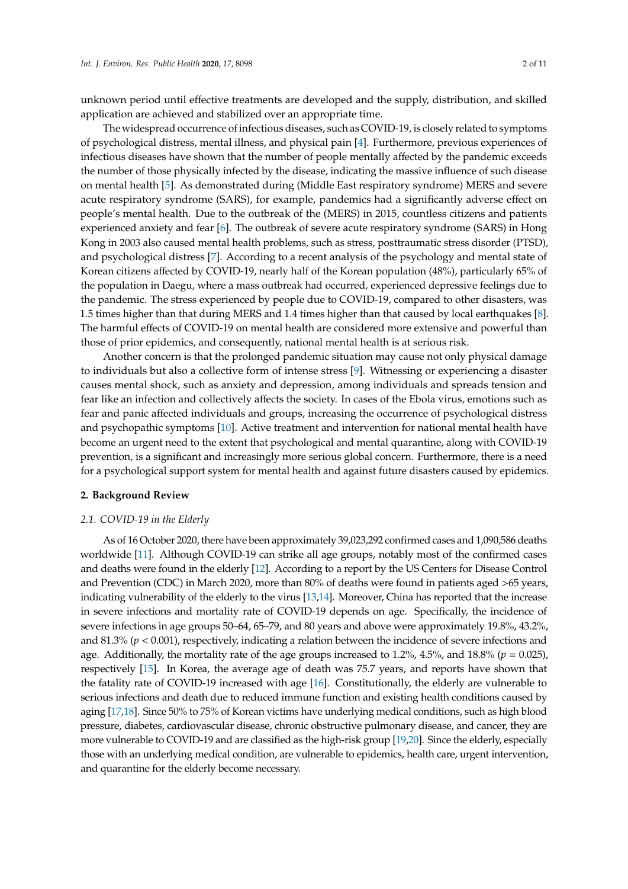unknown period until effective treatments are developed and the supply, distribution, and skilled application are achieved and stabilized over an appropriate time.

The widespread occurrence of infectious diseases, such as COVID-19, is closely related to symptoms of psychological distress, mental illness, and physical pain [4]. Furthermore, previous experiences of infectious diseases have shown that the number of people mentally affected by the pandemic exceeds the number of those physically infected by the disease, indicating the massive influence of such disease on mental health [5]. As demonstrated during (Middle East respiratory syndrome) MERS and severe acute respiratory syndrome (SARS), for example, pandemics had a significantly adverse effect on people's mental health. Due to the outbreak of the (MERS) in 2015, countless citizens and patients experienced anxiety and fear [6]. The outbreak of severe acute respiratory syndrome (SARS) in Hong Kong in 2003 also caused mental health problems, such as stress, posttraumatic stress disorder (PTSD), and psychological distress [7]. According to a recent analysis of the psychology and mental state of Korean citizens affected by COVID-19, nearly half of the Korean population (48%), particularly 65% of the population in Daegu, where a mass outbreak had occurred, experienced depressive feelings due to the pandemic. The stress experienced by people due to COVID-19, compared to other disasters, was 1.5 times higher than that during MERS and 1.4 times higher than that caused by local earthquakes [8]. The harmful effects of COVID-19 on mental health are considered more extensive and powerful than those of prior epidemics, and consequently, national mental health is at serious risk.

Another concern is that the prolonged pandemic situation may cause not only physical damage to individuals but also a collective form of intense stress [9]. Witnessing or experiencing a disaster causes mental shock, such as anxiety and depression, among individuals and spreads tension and fear like an infection and collectively affects the society. In cases of the Ebola virus, emotions such as fear and panic affected individuals and groups, increasing the occurrence of psychological distress and psychopathic symptoms [10]. Active treatment and intervention for national mental health have become an urgent need to the extent that psychological and mental quarantine, along with COVID-19 prevention, is a significant and increasingly more serious global concern. Furthermore, there is a need for a psychological support system for mental health and against future disasters caused by epidemics.

## 2. Background Review

### *2.1. COVID-19 in the Elderly*

As of 16 October 2020, there have been approximately 39,023,292 confirmed cases and 1,090,586 deaths worldwide [11]. Although COVID-19 can strike all age groups, notably most of the confirmed cases and deaths were found in the elderly [12]. According to a report by the US Centers for Disease Control and Prevention (CDC) in March 2020, more than 80% of deaths were found in patients aged >65 years, indicating vulnerability of the elderly to the virus [13,14]. Moreover, China has reported that the increase in severe infections and mortality rate of COVID-19 depends on age. Specifically, the incidence of severe infections in age groups 50–64, 65–79, and 80 years and above were approximately 19.8%, 43.2%, and 81.3% ($p < 0.001$), respectively, indicating a relation between the incidence of severe infections and age. Additionally, the mortality rate of the age groups increased to 1.2%, 4.5%, and 18.8% ($p = 0.025$), respectively [15]. In Korea, the average age of death was 75.7 years, and reports have shown that the fatality rate of COVID-19 increased with age [16]. Constitutionally, the elderly are vulnerable to serious infections and death due to reduced immune function and existing health conditions caused by aging [17,18]. Since 50% to 75% of Korean victims have underlying medical conditions, such as high blood pressure, diabetes, cardiovascular disease, chronic obstructive pulmonary disease, and cancer, they are more vulnerable to COVID-19 and are classified as the high-risk group [19,20]. Since the elderly, especially those with an underlying medical condition, are vulnerable to epidemics, health care, urgent intervention, and quarantine for the elderly become necessary.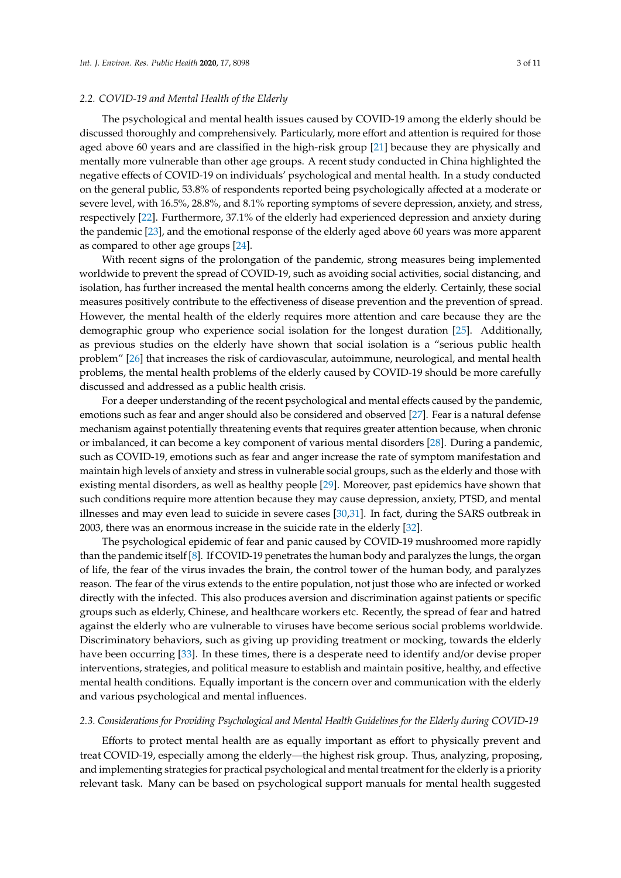### 2.2. COVID-19 and Mental Health of the Elderly

The psychological and mental health issues caused by COVID-19 among the elderly should be discussed thoroughly and comprehensively. Particularly, more effort and attention is required for those aged above 60 years and are classified in the high-risk group [21] because they are physically and mentally more vulnerable than other age groups. A recent study conducted in China highlighted the negative effects of COVID-19 on individuals' psychological and mental health. In a study conducted on the general public, 53.8% of respondents reported being psychologically affected at a moderate or severe level, with 16.5%, 28.8%, and 8.1% reporting symptoms of severe depression, anxiety, and stress, respectively [22]. Furthermore, 37.1% of the elderly had experienced depression and anxiety during the pandemic [23], and the emotional response of the elderly aged above 60 years was more apparent as compared to other age groups [24].

With recent signs of the prolongation of the pandemic, strong measures being implemented worldwide to prevent the spread of COVID-19, such as avoiding social activities, social distancing, and isolation, has further increased the mental health concerns among the elderly. Certainly, these social measures positively contribute to the effectiveness of disease prevention and the prevention of spread. However, the mental health of the elderly requires more attention and care because they are the demographic group who experience social isolation for the longest duration [25]. Additionally, as previous studies on the elderly have shown that social isolation is a "serious public health problem" [26] that increases the risk of cardiovascular, autoimmune, neurological, and mental health problems, the mental health problems of the elderly caused by COVID-19 should be more carefully discussed and addressed as a public health crisis.

For a deeper understanding of the recent psychological and mental effects caused by the pandemic, emotions such as fear and anger should also be considered and observed [27]. Fear is a natural defense mechanism against potentially threatening events that requires greater attention because, when chronic or imbalanced, it can become a key component of various mental disorders [28]. During a pandemic, such as COVID-19, emotions such as fear and anger increase the rate of symptom manifestation and maintain high levels of anxiety and stress in vulnerable social groups, such as the elderly and those with existing mental disorders, as well as healthy people [29]. Moreover, past epidemics have shown that such conditions require more attention because they may cause depression, anxiety, PTSD, and mental illnesses and may even lead to suicide in severe cases [30,31]. In fact, during the SARS outbreak in 2003, there was an enormous increase in the suicide rate in the elderly [32].

The psychological epidemic of fear and panic caused by COVID-19 mushroomed more rapidly than the pandemic itself [8]. If COVID-19 penetrates the human body and paralyzes the lungs, the organ of life, the fear of the virus invades the brain, the control tower of the human body, and paralyzes reason. The fear of the virus extends to the entire population, not just those who are infected or worked directly with the infected. This also produces aversion and discrimination against patients or specific groups such as elderly, Chinese, and healthcare workers etc. Recently, the spread of fear and hatred against the elderly who are vulnerable to viruses have become serious social problems worldwide. Discriminatory behaviors, such as giving up providing treatment or mocking, towards the elderly have been occurring [33]. In these times, there is a desperate need to identify and/or devise proper interventions, strategies, and political measure to establish and maintain positive, healthy, and effective mental health conditions. Equally important is the concern over and communication with the elderly and various psychological and mental influences.

### 2.3. Considerations for Providing Psychological and Mental Health Guidelines for the Elderly during COVID-19

Efforts to protect mental health are as equally important as effort to physically prevent and treat COVID-19, especially among the elderly—the highest risk group. Thus, analyzing, proposing, and implementing strategies for practical psychological and mental treatment for the elderly is a priority relevant task. Many can be based on psychological support manuals for mental health suggested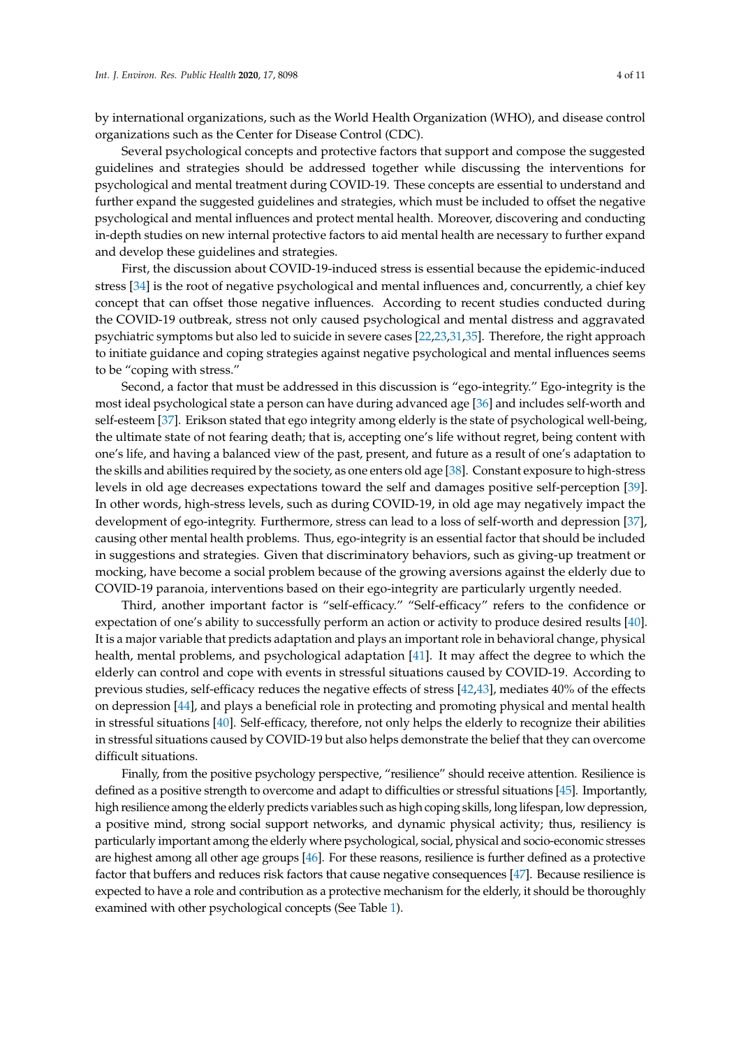by international organizations, such as the World Health Organization (WHO), and disease control organizations such as the Center for Disease Control (CDC).

Several psychological concepts and protective factors that support and compose the suggested guidelines and strategies should be addressed together while discussing the interventions for psychological and mental treatment during COVID-19. These concepts are essential to understand and further expand the suggested guidelines and strategies, which must be included to offset the negative psychological and mental influences and protect mental health. Moreover, discovering and conducting in-depth studies on new internal protective factors to aid mental health are necessary to further expand and develop these guidelines and strategies.

First, the discussion about COVID-19-induced stress is essential because the epidemic-induced stress [34] is the root of negative psychological and mental influences and, concurrently, a chief key concept that can offset those negative influences. According to recent studies conducted during the COVID-19 outbreak, stress not only caused psychological and mental distress and aggravated psychiatric symptoms but also led to suicide in severe cases [22,23,31,35]. Therefore, the right approach to initiate guidance and coping strategies against negative psychological and mental influences seems to be "coping with stress."

Second, a factor that must be addressed in this discussion is "ego-integrity." Ego-integrity is the most ideal psychological state a person can have during advanced age [36] and includes self-worth and self-esteem [37]. Erikson stated that ego integrity among elderly is the state of psychological well-being, the ultimate state of not fearing death; that is, accepting one's life without regret, being content with one's life, and having a balanced view of the past, present, and future as a result of one's adaptation to the skills and abilities required by the society, as one enters old age [38]. Constant exposure to high-stress levels in old age decreases expectations toward the self and damages positive self-perception [39]. In other words, high-stress levels, such as during COVID-19, in old age may negatively impact the development of ego-integrity. Furthermore, stress can lead to a loss of self-worth and depression [37], causing other mental health problems. Thus, ego-integrity is an essential factor that should be included in suggestions and strategies. Given that discriminatory behaviors, such as giving-up treatment or mocking, have become a social problem because of the growing aversions against the elderly due to COVID-19 paranoia, interventions based on their ego-integrity are particularly urgently needed.

Third, another important factor is "self-efficacy." "Self-efficacy" refers to the confidence or expectation of one's ability to successfully perform an action or activity to produce desired results [40]. It is a major variable that predicts adaptation and plays an important role in behavioral change, physical health, mental problems, and psychological adaptation [41]. It may affect the degree to which the elderly can control and cope with events in stressful situations caused by COVID-19. According to previous studies, self-efficacy reduces the negative effects of stress [42,43], mediates 40% of the effects on depression [44], and plays a beneficial role in protecting and promoting physical and mental health in stressful situations [40]. Self-efficacy, therefore, not only helps the elderly to recognize their abilities in stressful situations caused by COVID-19 but also helps demonstrate the belief that they can overcome difficult situations.

Finally, from the positive psychology perspective, "resilience" should receive attention. Resilience is defined as a positive strength to overcome and adapt to difficulties or stressful situations [45]. Importantly, high resilience among the elderly predicts variables such as high coping skills, long lifespan, low depression, a positive mind, strong social support networks, and dynamic physical activity; thus, resiliency is particularly important among the elderly where psychological, social, physical and socio-economic stresses are highest among all other age groups [46]. For these reasons, resilience is further defined as a protective factor that buffers and reduces risk factors that cause negative consequences [47]. Because resilience is expected to have a role and contribution as a protective mechanism for the elderly, it should be thoroughly examined with other psychological concepts (See Table 1).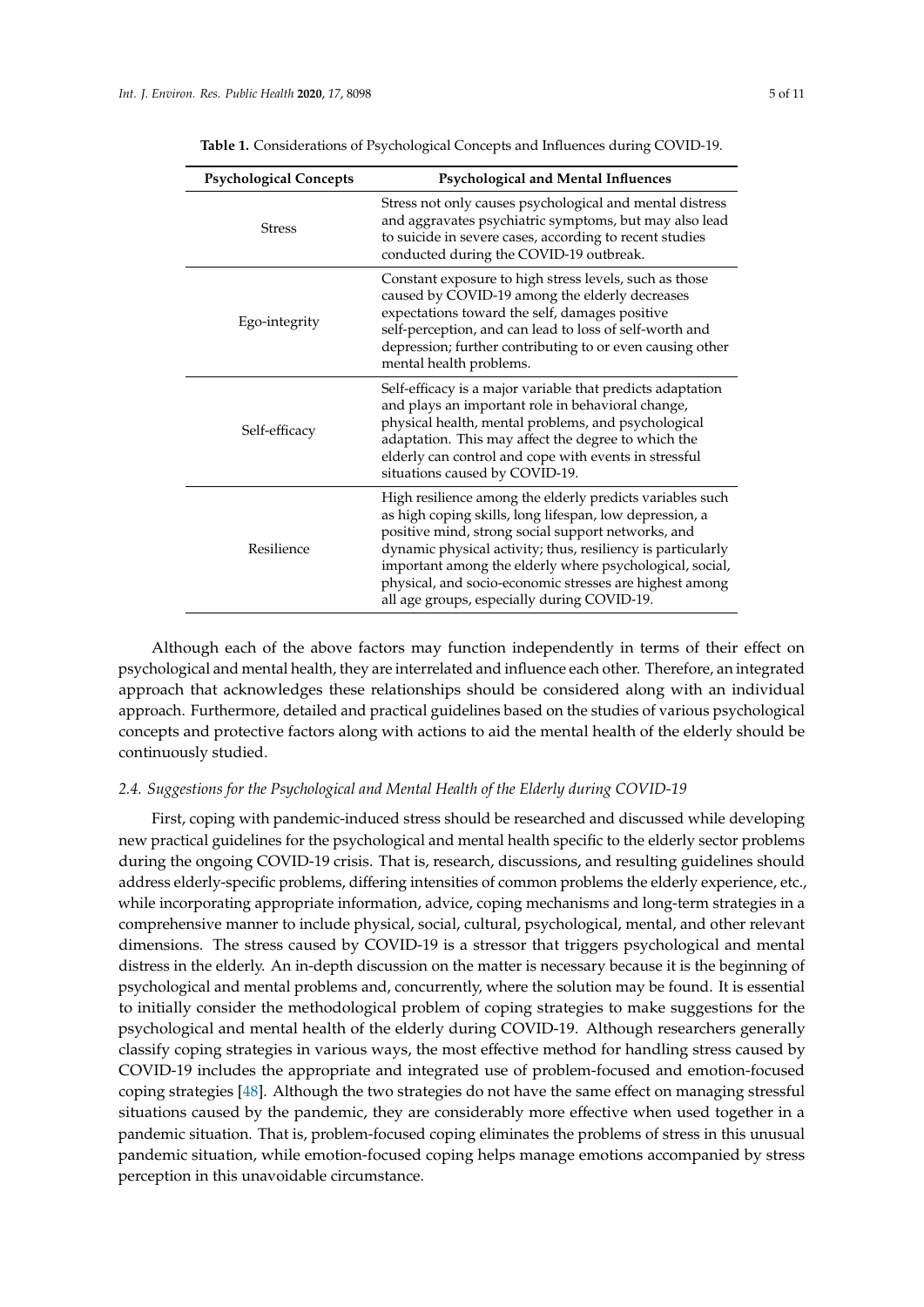**Table 1.** Considerations of Psychological Concepts and Influences during COVID-19.

| Psychological Concepts | Psychological and Mental Influences |
|---|---|
| Stress | Stress not only causes psychological and mental distress and aggravates psychiatric symptoms, but may also lead to suicide in severe cases, according to recent studies conducted during the COVID-19 outbreak. |
| Ego-integrity | Constant exposure to high stress levels, such as those caused by COVID-19 among the elderly decreases expectations toward the self, damages positive self-perception, and can lead to loss of self-worth and depression; further contributing to or even causing other mental health problems. |
| Self-efficacy | Self-efficacy is a major variable that predicts adaptation and plays an important role in behavioral change, physical health, mental problems, and psychological adaptation. This may affect the degree to which the elderly can control and cope with events in stressful situations caused by COVID-19. |
| Resilience | High resilience among the elderly predicts variables such as high coping skills, long lifespan, low depression, a positive mind, strong social support networks, and dynamic physical activity; thus, resiliency is particularly important among the elderly where psychological, social, physical, and socio-economic stresses are highest among all age groups, especially during COVID-19. |

Although each of the above factors may function independently in terms of their effect on psychological and mental health, they are interrelated and influence each other. Therefore, an integrated approach that acknowledges these relationships should be considered along with an individual approach. Furthermore, detailed and practical guidelines based on the studies of various psychological concepts and protective factors along with actions to aid the mental health of the elderly should be continuously studied.

### *2.4. Suggestions for the Psychological and Mental Health of the Elderly during COVID-19*

First, coping with pandemic-induced stress should be researched and discussed while developing new practical guidelines for the psychological and mental health specific to the elderly sector problems during the ongoing COVID-19 crisis. That is, research, discussions, and resulting guidelines should address elderly-specific problems, differing intensities of common problems the elderly experience, etc., while incorporating appropriate information, advice, coping mechanisms and long-term strategies in a comprehensive manner to include physical, social, cultural, psychological, mental, and other relevant dimensions. The stress caused by COVID-19 is a stressor that triggers psychological and mental distress in the elderly. An in-depth discussion on the matter is necessary because it is the beginning of psychological and mental problems and, concurrently, where the solution may be found. It is essential to initially consider the methodological problem of coping strategies to make suggestions for the psychological and mental health of the elderly during COVID-19. Although researchers generally classify coping strategies in various ways, the most effective method for handling stress caused by COVID-19 includes the appropriate and integrated use of problem-focused and emotion-focused coping strategies [48]. Although the two strategies do not have the same effect on managing stressful situations caused by the pandemic, they are considerably more effective when used together in a pandemic situation. That is, problem-focused coping eliminates the problems of stress in this unusual pandemic situation, while emotion-focused coping helps manage emotions accompanied by stress perception in this unavoidable circumstance.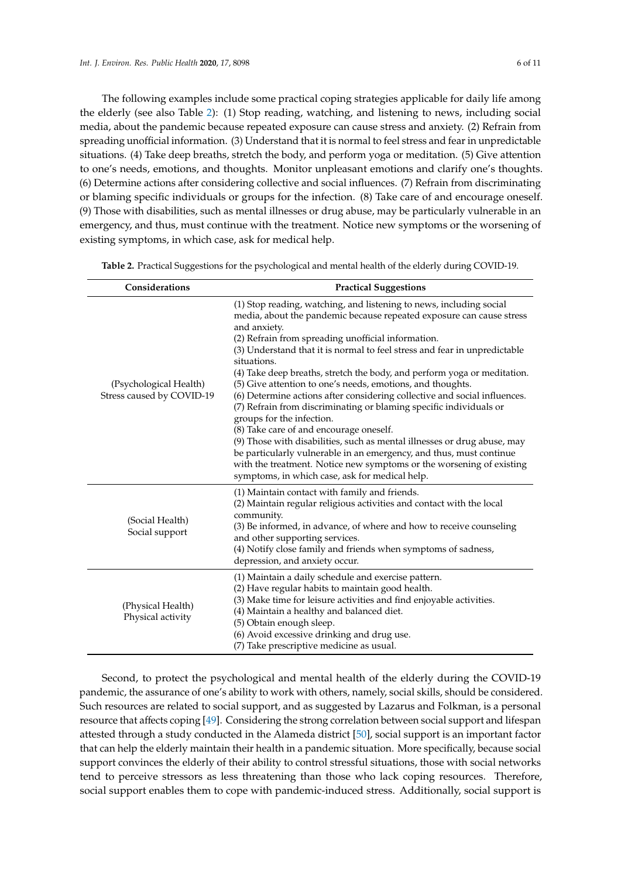The following examples include some practical coping strategies applicable for daily life among the elderly (see also Table 2): (1) Stop reading, watching, and listening to news, including social media, about the pandemic because repeated exposure can cause stress and anxiety. (2) Refrain from spreading unofficial information. (3) Understand that it is normal to feel stress and fear in unpredictable situations. (4) Take deep breaths, stretch the body, and perform yoga or meditation. (5) Give attention to one's needs, emotions, and thoughts. Monitor unpleasant emotions and clarify one's thoughts. (6) Determine actions after considering collective and social influences. (7) Refrain from discriminating or blaming specific individuals or groups for the infection. (8) Take care of and encourage oneself. (9) Those with disabilities, such as mental illnesses or drug abuse, may be particularly vulnerable in an emergency, and thus, must continue with the treatment. Notice new symptoms or the worsening of existing symptoms, in which case, ask for medical help.

**Table 2.** Practical Suggestions for the psychological and mental health of the elderly during COVID-19.

| Considerations | Practical Suggestions |
|---|---|
| (Psychological Health) Stress caused by COVID-19 | (1) Stop reading, watching, and listening to news, including social media, about the pandemic because repeated exposure can cause stress and anxiety.<br>(2) Refrain from spreading unofficial information.<br>(3) Understand that it is normal to feel stress and fear in unpredictable situations.<br>(4) Take deep breaths, stretch the body, and perform yoga or meditation.<br>(5) Give attention to one's needs, emotions, and thoughts.<br>(6) Determine actions after considering collective and social influences.<br>(7) Refrain from discriminating or blaming specific individuals or groups for the infection.<br>(8) Take care of and encourage oneself.<br>(9) Those with disabilities, such as mental illnesses or drug abuse, may be particularly vulnerable in an emergency, and thus, must continue with the treatment. Notice new symptoms or the worsening of existing symptoms, in which case, ask for medical help. |
| (Social Health) Social support | (1) Maintain contact with family and friends.<br>(2) Maintain regular religious activities and contact with the local community.<br>(3) Be informed, in advance, of where and how to receive counseling and other supporting services.<br>(4) Notify close family and friends when symptoms of sadness, depression, and anxiety occur. |
| (Physical Health) Physical activity | (1) Maintain a daily schedule and exercise pattern.<br>(2) Have regular habits to maintain good health.<br>(3) Make time for leisure activities and find enjoyable activities.<br>(4) Maintain a healthy and balanced diet.<br>(5) Obtain enough sleep.<br>(6) Avoid excessive drinking and drug use.<br>(7) Take prescriptive medicine as usual. |

Second, to protect the psychological and mental health of the elderly during the COVID-19 pandemic, the assurance of one's ability to work with others, namely, social skills, should be considered. Such resources are related to social support, and as suggested by Lazarus and Folkman, is a personal resource that affects coping [49]. Considering the strong correlation between social support and lifespan attested through a study conducted in the Alameda district [50], social support is an important factor that can help the elderly maintain their health in a pandemic situation. More specifically, because social support convinces the elderly of their ability to control stressful situations, those with social networks tend to perceive stressors as less threatening than those who lack coping resources. Therefore, social support enables them to cope with pandemic-induced stress. Additionally, social support is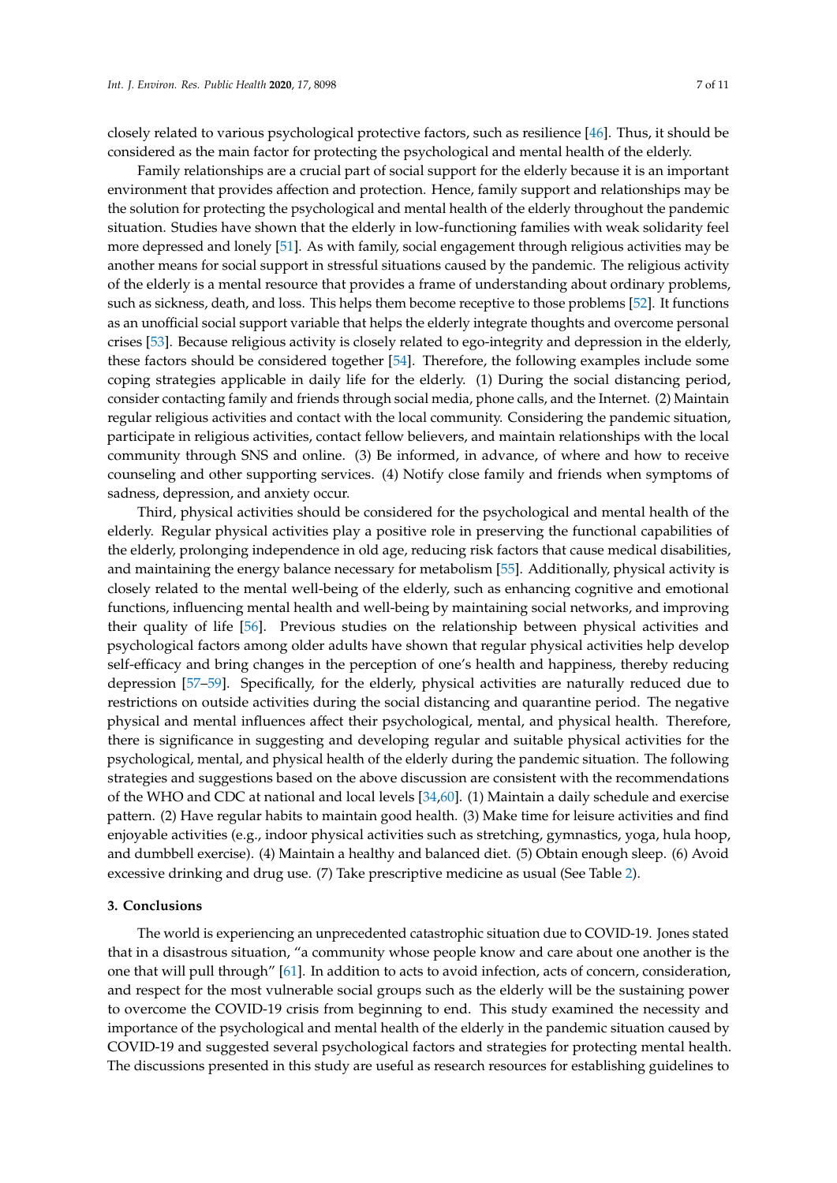closely related to various psychological protective factors, such as resilience [46]. Thus, it should be considered as the main factor for protecting the psychological and mental health of the elderly.

Family relationships are a crucial part of social support for the elderly because it is an important environment that provides affection and protection. Hence, family support and relationships may be the solution for protecting the psychological and mental health of the elderly throughout the pandemic situation. Studies have shown that the elderly in low-functioning families with weak solidarity feel more depressed and lonely [51]. As with family, social engagement through religious activities may be another means for social support in stressful situations caused by the pandemic. The religious activity of the elderly is a mental resource that provides a frame of understanding about ordinary problems, such as sickness, death, and loss. This helps them become receptive to those problems [52]. It functions as an unofficial social support variable that helps the elderly integrate thoughts and overcome personal crises [53]. Because religious activity is closely related to ego-integrity and depression in the elderly, these factors should be considered together [54]. Therefore, the following examples include some coping strategies applicable in daily life for the elderly. (1) During the social distancing period, consider contacting family and friends through social media, phone calls, and the Internet. (2) Maintain regular religious activities and contact with the local community. Considering the pandemic situation, participate in religious activities, contact fellow believers, and maintain relationships with the local community through SNS and online. (3) Be informed, in advance, of where and how to receive counseling and other supporting services. (4) Notify close family and friends when symptoms of sadness, depression, and anxiety occur.

Third, physical activities should be considered for the psychological and mental health of the elderly. Regular physical activities play a positive role in preserving the functional capabilities of the elderly, prolonging independence in old age, reducing risk factors that cause medical disabilities, and maintaining the energy balance necessary for metabolism [55]. Additionally, physical activity is closely related to the mental well-being of the elderly, such as enhancing cognitive and emotional functions, influencing mental health and well-being by maintaining social networks, and improving their quality of life [56]. Previous studies on the relationship between physical activities and psychological factors among older adults have shown that regular physical activities help develop self-efficacy and bring changes in the perception of one's health and happiness, thereby reducing depression [57–59]. Specifically, for the elderly, physical activities are naturally reduced due to restrictions on outside activities during the social distancing and quarantine period. The negative physical and mental influences affect their psychological, mental, and physical health. Therefore, there is significance in suggesting and developing regular and suitable physical activities for the psychological, mental, and physical health of the elderly during the pandemic situation. The following strategies and suggestions based on the above discussion are consistent with the recommendations of the WHO and CDC at national and local levels [34,60]. (1) Maintain a daily schedule and exercise pattern. (2) Have regular habits to maintain good health. (3) Make time for leisure activities and find enjoyable activities (e.g., indoor physical activities such as stretching, gymnastics, yoga, hula hoop, and dumbbell exercise). (4) Maintain a healthy and balanced diet. (5) Obtain enough sleep. (6) Avoid excessive drinking and drug use. (7) Take prescriptive medicine as usual (See Table 2).

## 3. Conclusions

The world is experiencing an unprecedented catastrophic situation due to COVID-19. Jones stated that in a disastrous situation, "a community whose people know and care about one another is the one that will pull through" [61]. In addition to acts to avoid infection, acts of concern, consideration, and respect for the most vulnerable social groups such as the elderly will be the sustaining power to overcome the COVID-19 crisis from beginning to end. This study examined the necessity and importance of the psychological and mental health of the elderly in the pandemic situation caused by COVID-19 and suggested several psychological factors and strategies for protecting mental health. The discussions presented in this study are useful as research resources for establishing guidelines to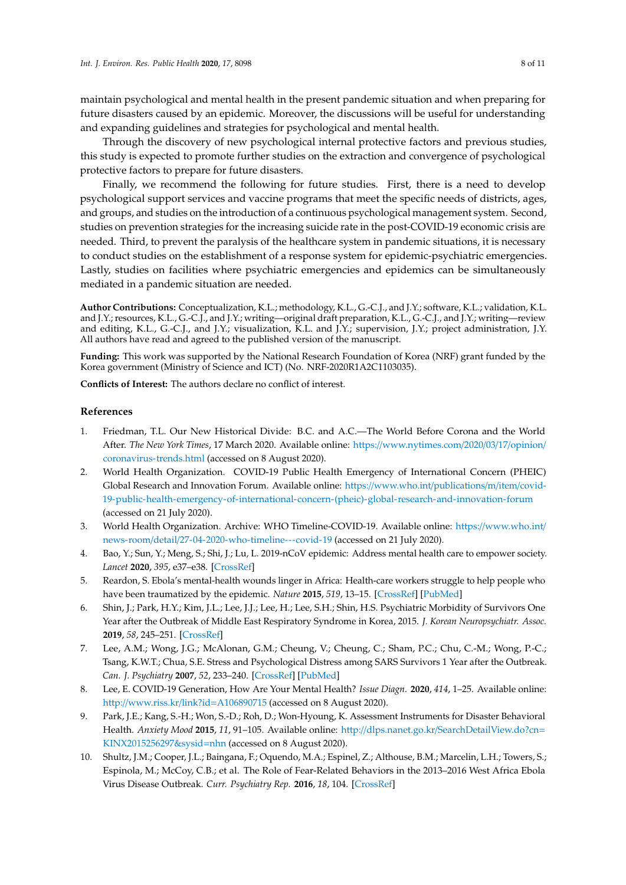maintain psychological and mental health in the present pandemic situation and when preparing for future disasters caused by an epidemic. Moreover, the discussions will be useful for understanding and expanding guidelines and strategies for psychological and mental health.

Through the discovery of new psychological internal protective factors and previous studies, this study is expected to promote further studies on the extraction and convergence of psychological protective factors to prepare for future disasters.

Finally, we recommend the following for future studies. First, there is a need to develop psychological support services and vaccine programs that meet the specific needs of districts, ages, and groups, and studies on the introduction of a continuous psychological management system. Second, studies on prevention strategies for the increasing suicide rate in the post-COVID-19 economic crisis are needed. Third, to prevent the paralysis of the healthcare system in pandemic situations, it is necessary to conduct studies on the establishment of a response system for epidemic-psychiatric emergencies. Lastly, studies on facilities where psychiatric emergencies and epidemics can be simultaneously mediated in a pandemic situation are needed.

**Author Contributions:** Conceptualization, K.L.; methodology, K.L., G.-C.J., and J.Y.; software, K.L.; validation, K.L. and J.Y.; resources, K.L., G.-C.J., and J.Y.; writing—original draft preparation, K.L., G.-C.J., and J.Y.; writing—review and editing, K.L., G.-C.J., and J.Y.; visualization, K.L. and J.Y.; supervision, J.Y.; project administration, J.Y. All authors have read and agreed to the published version of the manuscript.

**Funding:** This work was supported by the National Research Foundation of Korea (NRF) grant funded by the Korea government (Ministry of Science and ICT) (No. NRF-2020R1A2C1103035).

**Conflicts of Interest:** The authors declare no conflict of interest.

## References

1. Friedman, T.L. Our New Historical Divide: B.C. and A.C.—The World Before Corona and the World After. *The New York Times*, 17 March 2020. Available online: https://www.nytimes.com/2020/03/17/opinion/coronavirus-trends.html (accessed on 8 August 2020).
2. World Health Organization. COVID-19 Public Health Emergency of International Concern (PHEIC) Global Research and Innovation Forum. Available online: https://www.who.int/publications/m/item/covid-19-public-health-emergency-of-international-concern-(pheic)-global-research-and-innovation-forum (accessed on 21 July 2020).
3. World Health Organization. Archive: WHO Timeline-COVID-19. Available online: https://www.who.int/news-room/detail/27-04-2020-who-timeline---covid-19 (accessed on 21 July 2020).
4. Bao, Y.; Sun, Y.; Meng, S.; Shi, J.; Lu, L. 2019-nCoV epidemic: Address mental health care to empower society. *Lancet* **2020**, *395*, e37–e38. [CrossRef]
5. Reardon, S. Ebola's mental-health wounds linger in Africa: Health-care workers struggle to help people who have been traumatized by the epidemic. *Nature* **2015**, *519*, 13–15. [CrossRef] [PubMed]
6. Shin, J.; Park, H.Y.; Kim, J.L.; Lee, J.J.; Lee, H.; Lee, S.H.; Shin, H.S. Psychiatric Morbidity of Survivors One Year after the Outbreak of Middle East Respiratory Syndrome in Korea, 2015. *J. Korean Neuropsychiatr. Assoc.* **2019**, *58*, 245–251. [CrossRef]
7. Lee, A.M.; Wong, J.G.; McAlonan, G.M.; Cheung, V.; Cheung, C.; Sham, P.C.; Chu, C.-M.; Wong, P.-C.; Tsang, K.W.T.; Chua, S.E. Stress and Psychological Distress among SARS Survivors 1 Year after the Outbreak. *Can. J. Psychiatry* **2007**, *52*, 233–240. [CrossRef] [PubMed]
8. Lee, E. COVID-19 Generation, How Are Your Mental Health? *Issue Diagn.* **2020**, *414*, 1–25. Available online: http://www.riss.kr/link?id=A106890715 (accessed on 8 August 2020).
9. Park, J.E.; Kang, S.-H.; Won, S.-D.; Roh, D.; Won-Hyoung, K. Assessment Instruments for Disaster Behavioral Health. *Anxiety Mood* **2015**, *11*, 91–105. Available online: http://dlps.nanet.go.kr/SearchDetailView.do?cn=KINX2015256297&sysid=nhn (accessed on 8 August 2020).
10. Shultz, J.M.; Cooper, J.L.; Baingana, F.; Oquendo, M.A.; Espinel, Z.; Althouse, B.M.; Marcelin, L.H.; Towers, S.; Espinola, M.; McCoy, C.B.; et al. The Role of Fear-Related Behaviors in the 2013–2016 West Africa Ebola Virus Disease Outbreak. *Curr. Psychiatry Rep.* **2016**, *18*, 104. [CrossRef]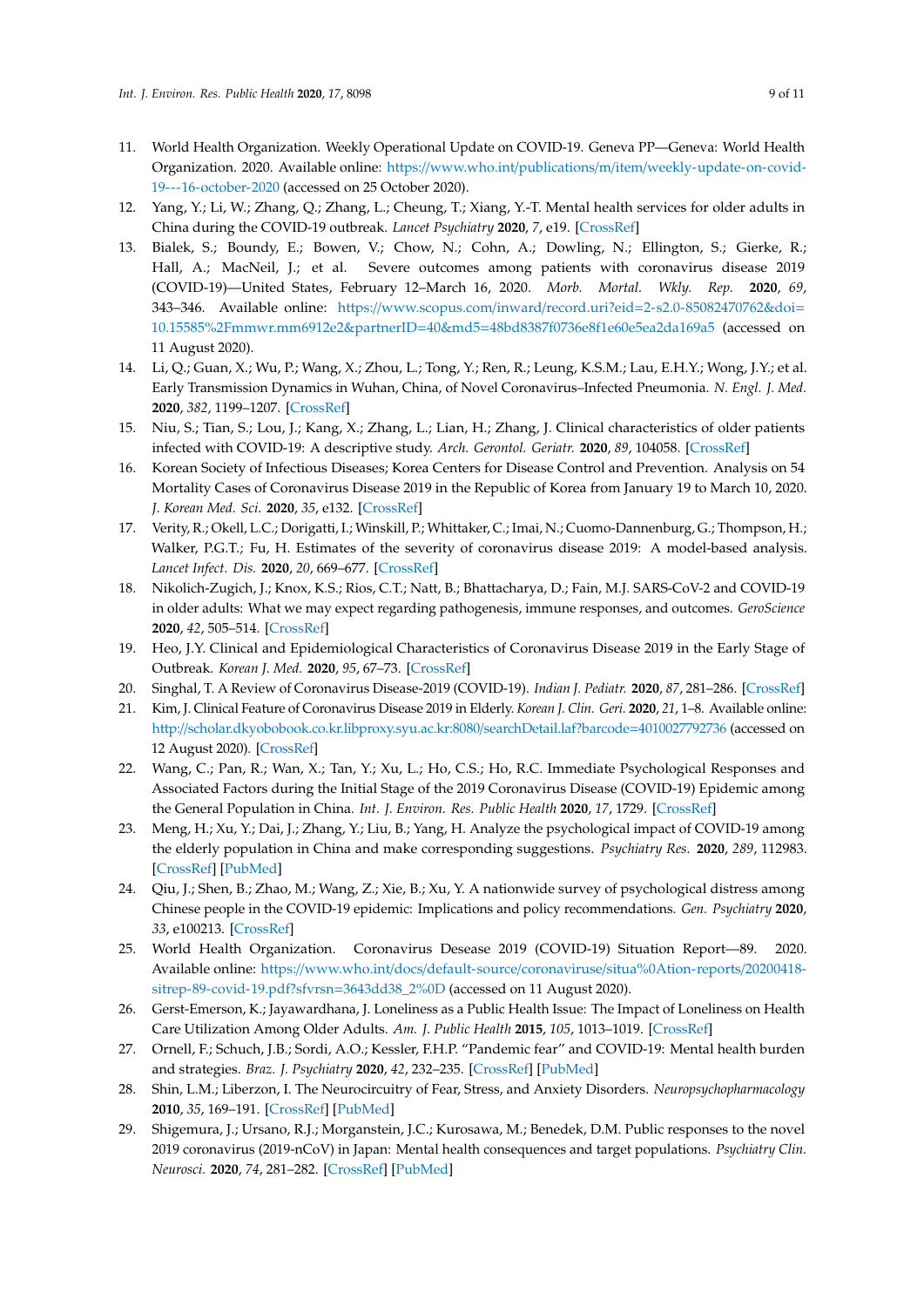11. World Health Organization. Weekly Operational Update on COVID-19. Geneva PP—Geneva: World Health Organization. 2020. Available online: https://www.who.int/publications/m/item/weekly-update-on-covid-19---16-october-2020 (accessed on 25 October 2020).
12. Yang, Y.; Li, W.; Zhang, Q.; Zhang, L.; Cheung, T.; Xiang, Y.-T. Mental health services for older adults in China during the COVID-19 outbreak. *Lancet Psychiatry* **2020**, *7*, e19. [CrossRef]
13. Bialek, S.; Boundy, E.; Bowen, V.; Chow, N.; Cohn, A.; Dowling, N.; Ellington, S.; Gierke, R.; Hall, A.; MacNeil, J.; et al. Severe outcomes among patients with coronavirus disease 2019 (COVID-19)—United States, February 12–March 16, 2020. *Morb. Mortal. Wkly. Rep.* **2020**, *69*, 343–346. Available online: https://www.scopus.com/inward/record.uri?eid=2-s2.0-85082470762&doi=10.15585%2Fmmwr.mm6912e2&partnerID=40&md5=48bd8387f0736e8f1e60e5ea2da169a5 (accessed on 11 August 2020).
14. Li, Q.; Guan, X.; Wu, P.; Wang, X.; Zhou, L.; Tong, Y.; Ren, R.; Leung, K.S.M.; Lau, E.H.Y.; Wong, J.Y.; et al. Early Transmission Dynamics in Wuhan, China, of Novel Coronavirus–Infected Pneumonia. *N. Engl. J. Med.* **2020**, *382*, 1199–1207. [CrossRef]
15. Niu, S.; Tian, S.; Lou, J.; Kang, X.; Zhang, L.; Lian, H.; Zhang, J. Clinical characteristics of older patients infected with COVID-19: A descriptive study. *Arch. Gerontol. Geriatr.* **2020**, *89*, 104058. [CrossRef]
16. Korean Society of Infectious Diseases; Korea Centers for Disease Control and Prevention. Analysis on 54 Mortality Cases of Coronavirus Disease 2019 in the Republic of Korea from January 19 to March 10, 2020. *J. Korean Med. Sci.* **2020**, *35*, e132. [CrossRef]
17. Verity, R.; Okell, L.C.; Dorigatti, I.; Winskill, P.; Whittaker, C.; Imai, N.; Cuomo-Dannenburg, G.; Thompson, H.; Walker, P.G.T.; Fu, H. Estimates of the severity of coronavirus disease 2019: A model-based analysis. *Lancet Infect. Dis.* **2020**, *20*, 669–677. [CrossRef]
18. Nikolich-Zugich, J.; Knox, K.S.; Rios, C.T.; Natt, B.; Bhattacharya, D.; Fain, M.J. SARS-CoV-2 and COVID-19 in older adults: What we may expect regarding pathogenesis, immune responses, and outcomes. *GeroScience* **2020**, *42*, 505–514. [CrossRef]
19. Heo, J.Y. Clinical and Epidemiological Characteristics of Coronavirus Disease 2019 in the Early Stage of Outbreak. *Korean J. Med.* **2020**, *95*, 67–73. [CrossRef]
20. Singhal, T. A Review of Coronavirus Disease-2019 (COVID-19). *Indian J. Pediatr.* **2020**, *87*, 281–286. [CrossRef]
21. Kim, J. Clinical Feature of Coronavirus Disease 2019 in Elderly. *Korean J. Clin. Geri.* **2020**, *21*, 1–8. Available online: http://scholar.dkyobobook.co.kr.libproxy.syu.ac.kr:8080/searchDetail.laf?barcode=4010027792736 (accessed on 12 August 2020). [CrossRef]
22. Wang, C.; Pan, R.; Wan, X.; Tan, Y.; Xu, L.; Ho, C.S.; Ho, R.C. Immediate Psychological Responses and Associated Factors during the Initial Stage of the 2019 Coronavirus Disease (COVID-19) Epidemic among the General Population in China. *Int. J. Environ. Res. Public Health* **2020**, *17*, 1729. [CrossRef]
23. Meng, H.; Xu, Y.; Dai, J.; Zhang, Y.; Liu, B.; Yang, H. Analyze the psychological impact of COVID-19 among the elderly population in China and make corresponding suggestions. *Psychiatry Res.* **2020**, *289*, 112983. [CrossRef] [PubMed]
24. Qiu, J.; Shen, B.; Zhao, M.; Wang, Z.; Xie, B.; Xu, Y. A nationwide survey of psychological distress among Chinese people in the COVID-19 epidemic: Implications and policy recommendations. *Gen. Psychiatry* **2020**, *33*, e100213. [CrossRef]
25. World Health Organization. Coronavirus Desease 2019 (COVID-19) Situation Report—89. 2020. Available online: https://www.who.int/docs/default-source/coronaviruse/situa%0Ation-reports/20200418-sitrep-89-covid-19.pdf?sfvrsn=3643dd38_2%0D (accessed on 11 August 2020).
26. Gerst-Emerson, K.; Jayawardhana, J. Loneliness as a Public Health Issue: The Impact of Loneliness on Health Care Utilization Among Older Adults. *Am. J. Public Health* **2015**, *105*, 1013–1019. [CrossRef]
27. Ornell, F.; Schuch, J.B.; Sordi, A.O.; Kessler, F.H.P. "Pandemic fear" and COVID-19: Mental health burden and strategies. *Braz. J. Psychiatry* **2020**, *42*, 232–235. [CrossRef] [PubMed]
28. Shin, L.M.; Liberzon, I. The Neurocircuitry of Fear, Stress, and Anxiety Disorders. *Neuropsychopharmacology* **2010**, *35*, 169–191. [CrossRef] [PubMed]
29. Shigemura, J.; Ursano, R.J.; Morganstein, J.C.; Kurosawa, M.; Benedek, D.M. Public responses to the novel 2019 coronavirus (2019-nCoV) in Japan: Mental health consequences and target populations. *Psychiatry Clin. Neurosci.* **2020**, *74*, 281–282. [CrossRef] [PubMed]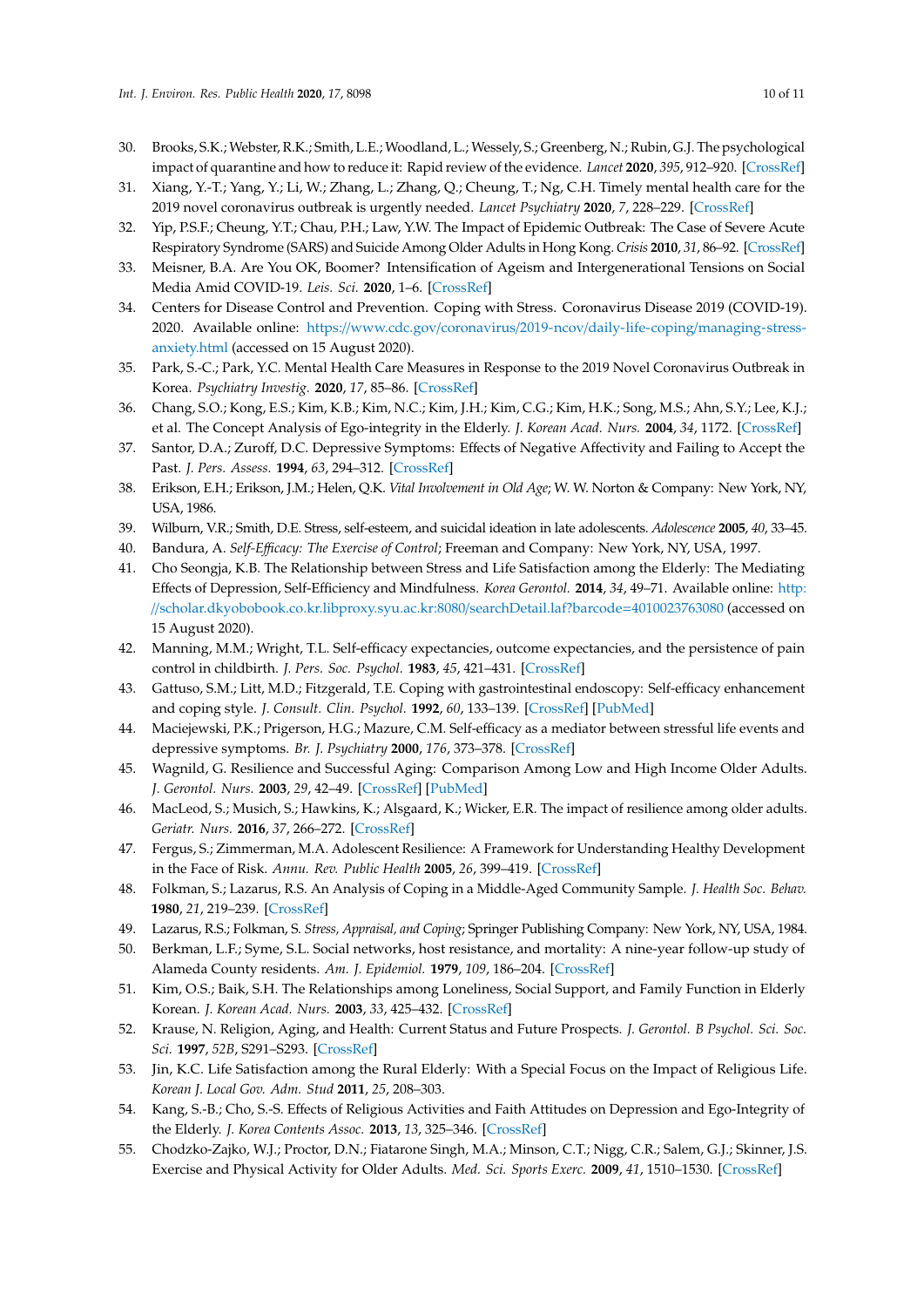30. Brooks, S.K.; Webster, R.K.; Smith, L.E.; Woodland, L.; Wessely, S.; Greenberg, N.; Rubin, G.J. The psychological impact of quarantine and how to reduce it: Rapid review of the evidence. *Lancet* **2020**, *395*, 912–920. [CrossRef]
31. Xiang, Y.-T.; Yang, Y.; Li, W.; Zhang, L.; Zhang, Q.; Cheung, T.; Ng, C.H. Timely mental health care for the 2019 novel coronavirus outbreak is urgently needed. *Lancet Psychiatry* **2020**, *7*, 228–229. [CrossRef]
32. Yip, P.S.F.; Cheung, Y.T.; Chau, P.H.; Law, Y.W. The Impact of Epidemic Outbreak: The Case of Severe Acute Respiratory Syndrome (SARS) and Suicide Among Older Adults in Hong Kong. *Crisis* **2010**, *31*, 86–92. [CrossRef]
33. Meisner, B.A. Are You OK, Boomer? Intensification of Ageism and Intergenerational Tensions on Social Media Amid COVID-19. *Leis. Sci.* **2020**, 1–6. [CrossRef]
34. Centers for Disease Control and Prevention. Coping with Stress. Coronavirus Disease 2019 (COVID-19). 2020. Available online: https://www.cdc.gov/coronavirus/2019-ncov/daily-life-coping/managing-stress-anxiety.html (accessed on 15 August 2020).
35. Park, S.-C.; Park, Y.C. Mental Health Care Measures in Response to the 2019 Novel Coronavirus Outbreak in Korea. *Psychiatry Investig.* **2020**, *17*, 85–86. [CrossRef]
36. Chang, S.O.; Kong, E.S.; Kim, K.B.; Kim, N.C.; Kim, J.H.; Kim, C.G.; Kim, H.K.; Song, M.S.; Ahn, S.Y.; Lee, K.J.; et al. The Concept Analysis of Ego-integrity in the Elderly. *J. Korean Acad. Nurs.* **2004**, *34*, 1172. [CrossRef]
37. Santor, D.A.; Zuroff, D.C. Depressive Symptoms: Effects of Negative Affectivity and Failing to Accept the Past. *J. Pers. Assess.* **1994**, *63*, 294–312. [CrossRef]
38. Erikson, E.H.; Erikson, J.M.; Helen, Q.K. *Vital Involvement in Old Age*; W. W. Norton & Company: New York, NY, USA, 1986.
39. Wilburn, V.R.; Smith, D.E. Stress, self-esteem, and suicidal ideation in late adolescents. *Adolescence* **2005**, *40*, 33–45.
40. Bandura, A. *Self-Efficacy: The Exercise of Control*; Freeman and Company: New York, NY, USA, 1997.
41. Cho Seongja, K.B. The Relationship between Stress and Life Satisfaction among the Elderly: The Mediating Effects of Depression, Self-Efficiency and Mindfulness. *Korea Gerontol.* **2014**, *34*, 49–71. Available online: http://scholar.dkyobobook.co.kr.libproxy.syu.ac.kr:8080/searchDetail.laf?barcode=4010023763080 (accessed on 15 August 2020).
42. Manning, M.M.; Wright, T.L. Self-efficacy expectancies, outcome expectancies, and the persistence of pain control in childbirth. *J. Pers. Soc. Psychol.* **1983**, *45*, 421–431. [CrossRef]
43. Gattuso, S.M.; Litt, M.D.; Fitzgerald, T.E. Coping with gastrointestinal endoscopy: Self-efficacy enhancement and coping style. *J. Consult. Clin. Psychol.* **1992**, *60*, 133–139. [CrossRef] [PubMed]
44. Maciejewski, P.K.; Prigerson, H.G.; Mazure, C.M. Self-efficacy as a mediator between stressful life events and depressive symptoms. *Br. J. Psychiatry* **2000**, *176*, 373–378. [CrossRef]
45. Wagnild, G. Resilience and Successful Aging: Comparison Among Low and High Income Older Adults. *J. Gerontol. Nurs.* **2003**, *29*, 42–49. [CrossRef] [PubMed]
46. MacLeod, S.; Musich, S.; Hawkins, K.; Alsgaard, K.; Wicker, E.R. The impact of resilience among older adults. *Geriatr. Nurs.* **2016**, *37*, 266–272. [CrossRef]
47. Fergus, S.; Zimmerman, M.A. Adolescent Resilience: A Framework for Understanding Healthy Development in the Face of Risk. *Annu. Rev. Public Health* **2005**, *26*, 399–419. [CrossRef]
48. Folkman, S.; Lazarus, R.S. An Analysis of Coping in a Middle-Aged Community Sample. *J. Health Soc. Behav.* **1980**, *21*, 219–239. [CrossRef]
49. Lazarus, R.S.; Folkman, S. *Stress, Appraisal, and Coping*; Springer Publishing Company: New York, NY, USA, 1984.
50. Berkman, L.F.; Syme, S.L. Social networks, host resistance, and mortality: A nine-year follow-up study of Alameda County residents. *Am. J. Epidemiol.* **1979**, *109*, 186–204. [CrossRef]
51. Kim, O.S.; Baik, S.H. The Relationships among Loneliness, Social Support, and Family Function in Elderly Korean. *J. Korean Acad. Nurs.* **2003**, *33*, 425–432. [CrossRef]
52. Krause, N. Religion, Aging, and Health: Current Status and Future Prospects. *J. Gerontol. B Psychol. Sci. Soc. Sci.* **1997**, *52B*, S291–S293. [CrossRef]
53. Jin, K.C. Life Satisfaction among the Rural Elderly: With a Special Focus on the Impact of Religious Life. *Korean J. Local Gov. Adm. Stud* **2011**, *25*, 208–303.
54. Kang, S.-B.; Cho, S.-S. Effects of Religious Activities and Faith Attitudes on Depression and Ego-Integrity of the Elderly. *J. Korea Contents Assoc.* **2013**, *13*, 325–346. [CrossRef]
55. Chodzko-Zajko, W.J.; Proctor, D.N.; Fiatarone Singh, M.A.; Minson, C.T.; Nigg, C.R.; Salem, G.J.; Skinner, J.S. Exercise and Physical Activity for Older Adults. *Med. Sci. Sports Exerc.* **2009**, *41*, 1510–1530. [CrossRef]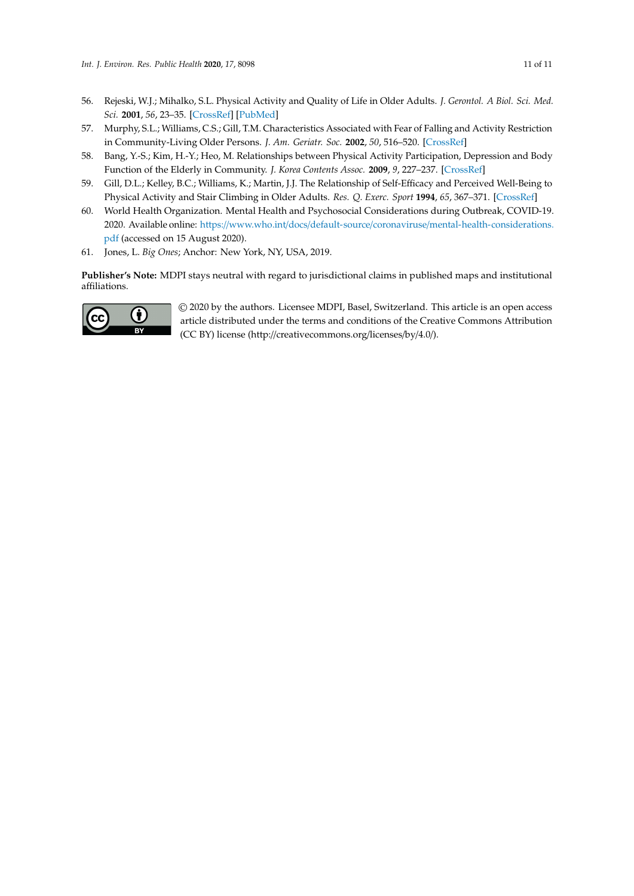56. Rejeski, W.J.; Mihalko, S.L. Physical Activity and Quality of Life in Older Adults. *J. Gerontol. A Biol. Sci. Med. Sci.* **2001**, *56*, 23–35. [CrossRef] [PubMed]
57. Murphy, S.L.; Williams, C.S.; Gill, T.M. Characteristics Associated with Fear of Falling and Activity Restriction in Community-Living Older Persons. *J. Am. Geriatr. Soc.* **2002**, *50*, 516–520. [CrossRef]
58. Bang, Y.-S.; Kim, H.-Y.; Heo, M. Relationships between Physical Activity Participation, Depression and Body Function of the Elderly in Community. *J. Korea Contents Assoc.* **2009**, *9*, 227–237. [CrossRef]
59. Gill, D.L.; Kelley, B.C.; Williams, K.; Martin, J.J. The Relationship of Self-Efficacy and Perceived Well-Being to Physical Activity and Stair Climbing in Older Adults. *Res. Q. Exerc. Sport* **1994**, *65*, 367–371. [CrossRef]
60. World Health Organization. Mental Health and Psychosocial Considerations during Outbreak, COVID-19. 2020. Available online: https://www.who.int/docs/default-source/coronaviruse/mental-health-considerations.pdf (accessed on 15 August 2020).
61. Jones, L. *Big Ones*; Anchor: New York, NY, USA, 2019.

**Publisher's Note:** MDPI stays neutral with regard to jurisdictional claims in published maps and institutional affiliations.

© 2020 by the authors. Licensee MDPI, Basel, Switzerland. This article is an open access article distributed under the terms and conditions of the Creative Commons Attribution (CC BY) license (http://creativecommons.org/licenses/by/4.0/).